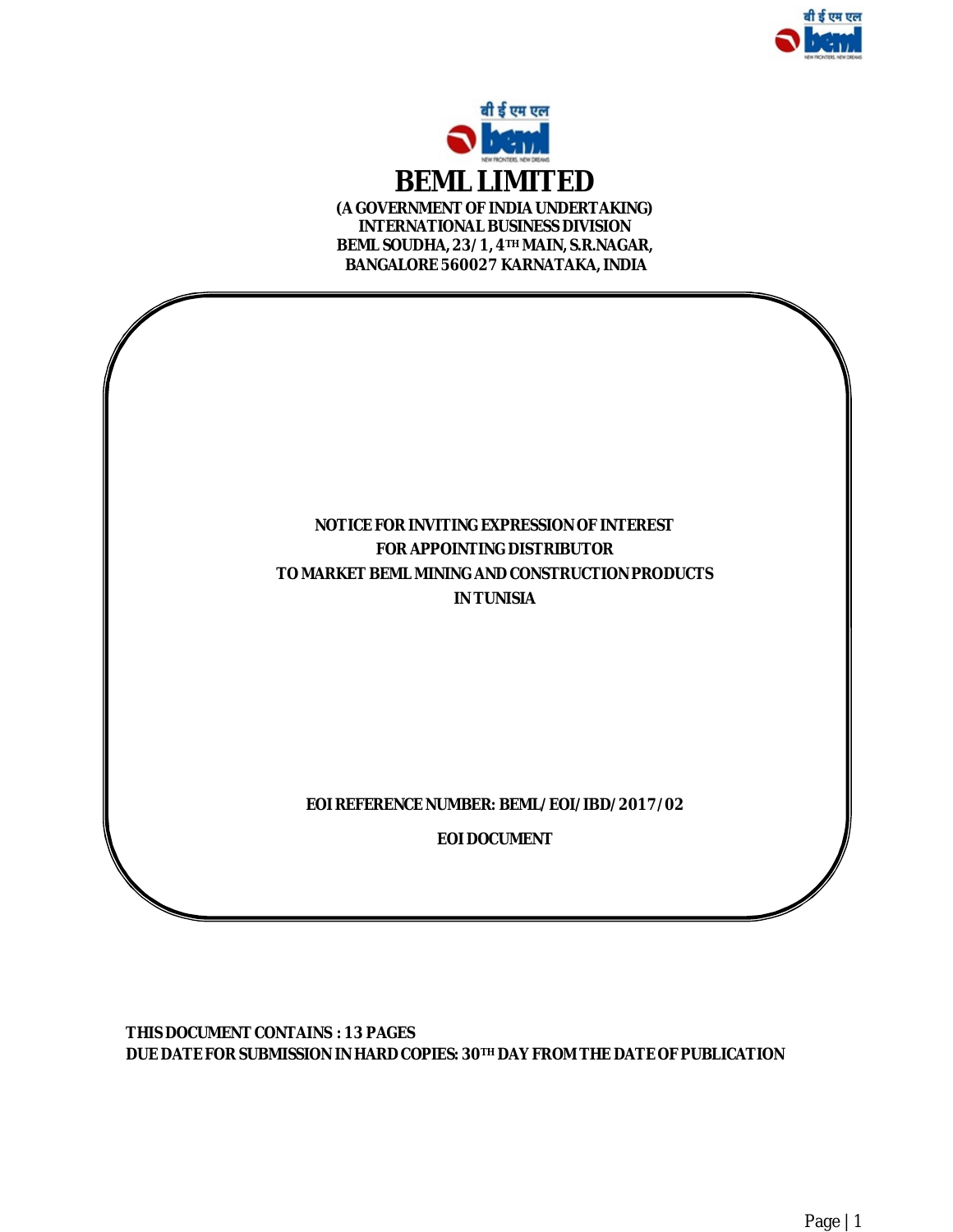# BEML LIMITED

**(A GOVERNMENT OF INDIA UNDERTAKING)**
**INTERNATIONAL BUSINESS DIVISION**
**BEML SOUDHA, 23/1, 4TH MAIN, S.R.NAGAR,**
**BANGALORE 560027 KARNATAKA, INDIA**

## NOTICE FOR INVITING EXPRESSION OF INTEREST FOR APPOINTING DISTRIBUTOR TO MARKET BEML MINING AND CONSTRUCTION PRODUCTS IN TUNISIA

**EOI REFERENCE NUMBER: BEML/EOI/IBD/2017/02**

**EOI DOCUMENT**

**THIS DOCUMENT CONTAINS : 13 PAGES**
**DUE DATE FOR SUBMISSION IN HARD COPIES: 30TH DAY FROM THE DATE OF PUBLICATION**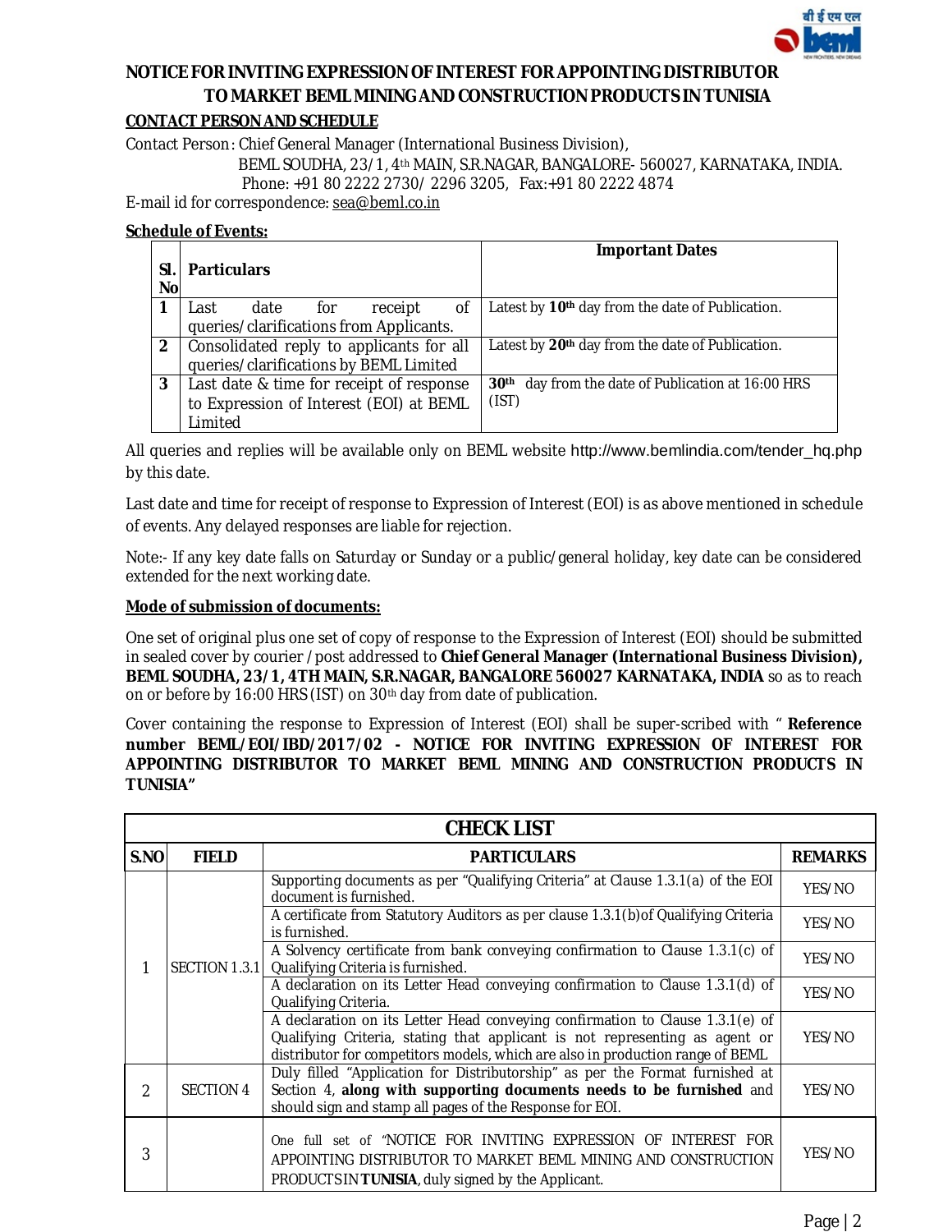# NOTICE FOR INVITING EXPRESSION OF INTEREST FOR APPOINTING DISTRIBUTOR TO MARKET BEML MINING AND CONSTRUCTION PRODUCTS IN TUNISIA

**CONTACT PERSON AND SCHEDULE**

Contact Person: Chief General Manager (International Business Division),
BEML SOUDHA, 23/1, 4th MAIN, S.R.NAGAR, BANGALORE- 560027, KARNATAKA, INDIA.
Phone: +91 80 2222 2730/ 2296 3205, Fax:+91 80 2222 4874
E-mail id for correspondence: sea@beml.co.in

**Schedule of Events:**

| Sl. No | Particulars | Important Dates |
|---|---|---|
| 1 | Last date for receipt of queries/clarifications from Applicants. | Latest by **10th** day from the date of Publication. |
| 2 | Consolidated reply to applicants for all queries/clarifications by BEML Limited | Latest by **20th** day from the date of Publication. |
| 3 | Last date & time for receipt of response to Expression of Interest (EOI) at BEML Limited | **30th** day from the date of Publication at 16:00 HRS (IST) |

All queries and replies will be available only on BEML website http://www.bemlindia.com/tender_hq.php by this date.

Last date and time for receipt of response to Expression of Interest (EOI) is as above mentioned in schedule of events. Any delayed responses are liable for rejection.

Note:- If any key date falls on Saturday or Sunday or a public/general holiday, key date can be considered extended for the next working date.

**Mode of submission of documents:**

One set of original plus one set of copy of response to the Expression of Interest (EOI) should be submitted in sealed cover by courier /post addressed to **Chief General Manager (International Business Division), BEML SOUDHA, 23/1, 4TH MAIN, S.R.NAGAR, BANGALORE 560027 KARNATAKA, INDIA** so as to reach on or before by 16:00 HRS (IST) on 30th day from date of publication.

Cover containing the response to Expression of Interest (EOI) shall be super-scribed with " **Reference number BEML/EOI/IBD/2017/02 - NOTICE FOR INVITING EXPRESSION OF INTEREST FOR APPOINTING DISTRIBUTOR TO MARKET BEML MINING AND CONSTRUCTION PRODUCTS IN TUNISIA"**

**CHECK LIST**

| S.NO | FIELD | PARTICULARS | REMARKS |
|---|---|---|---|
| 1 | SECTION 1.3.1 | Supporting documents as per "Qualifying Criteria" at Clause 1.3.1(a) of the EOI document is furnished. | YES/NO |
| | | A certificate from Statutory Auditors as per clause 1.3.1(b)of Qualifying Criteria is furnished. | YES/NO |
| | | A Solvency certificate from bank conveying confirmation to Clause 1.3.1(c) of Qualifying Criteria is furnished. | YES/NO |
| | | A declaration on its Letter Head conveying confirmation to Clause 1.3.1(d) of Qualifying Criteria. | YES/NO |
| | | A declaration on its Letter Head conveying confirmation to Clause 1.3.1(e) of Qualifying Criteria, stating that applicant is not representing as agent or distributor for competitors models, which are also in production range of BEML | YES/NO |
| 2 | SECTION 4 | Duly filled "Application for Distributorship" as per the Format furnished at Section 4, **along with supporting documents needs to be furnished** and should sign and stamp all pages of the Response for EOI. | YES/NO |
| 3 | | One full set of "NOTICE FOR INVITING EXPRESSION OF INTEREST FOR APPOINTING DISTRIBUTOR TO MARKET BEML MINING AND CONSTRUCTION PRODUCTS IN **TUNISIA**, duly signed by the Applicant. | YES/NO |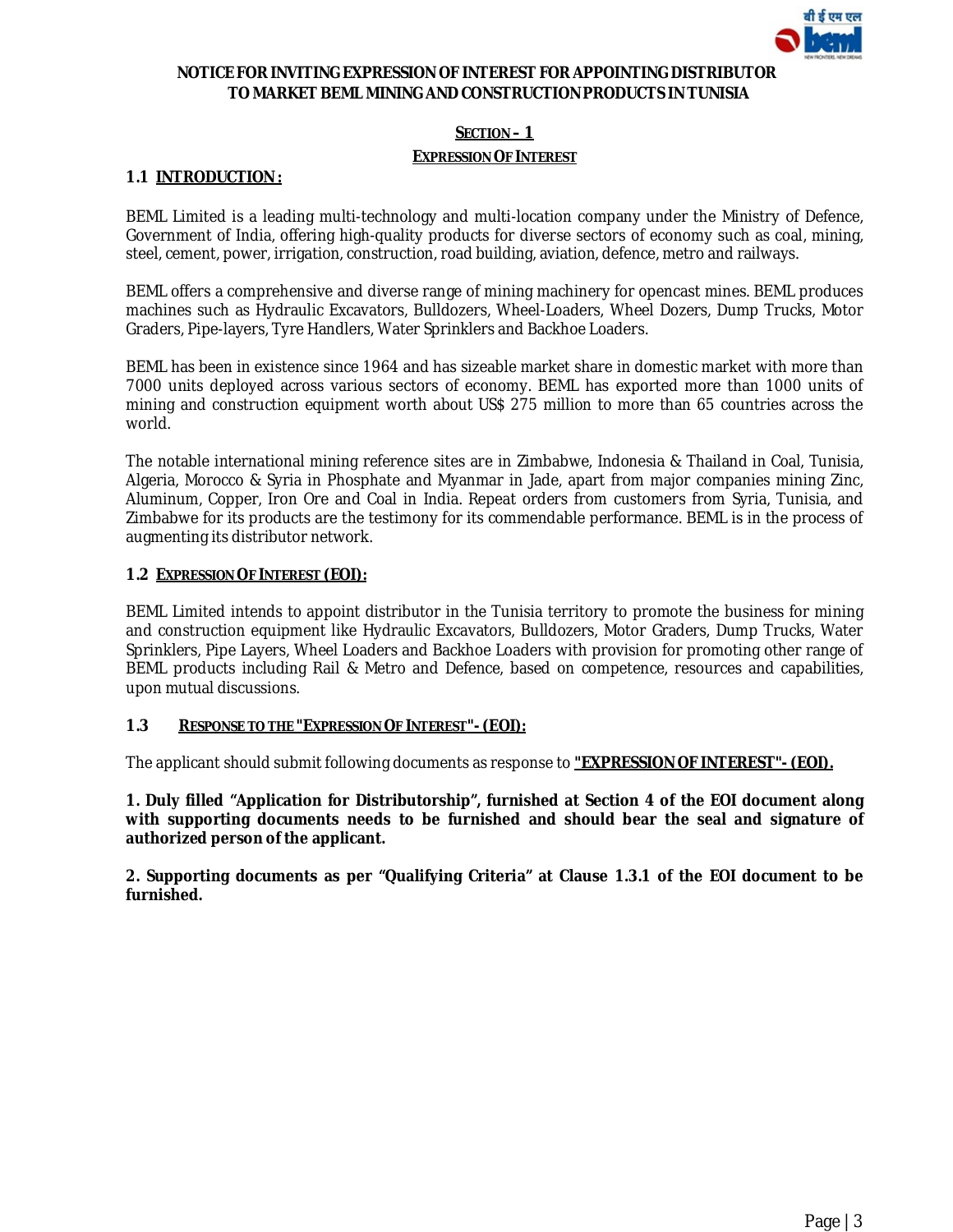**NOTICE FOR INVITING EXPRESSION OF INTEREST FOR APPOINTING DISTRIBUTOR TO MARKET BEML MINING AND CONSTRUCTION PRODUCTS IN TUNISIA**

## SECTION – 1

## EXPRESSION OF INTEREST

### 1.1 INTRODUCTION :

BEML Limited is a leading multi-technology and multi-location company under the Ministry of Defence, Government of India, offering high-quality products for diverse sectors of economy such as coal, mining, steel, cement, power, irrigation, construction, road building, aviation, defence, metro and railways.

BEML offers a comprehensive and diverse range of mining machinery for opencast mines. BEML produces machines such as Hydraulic Excavators, Bulldozers, Wheel-Loaders, Wheel Dozers, Dump Trucks, Motor Graders, Pipe-layers, Tyre Handlers, Water Sprinklers and Backhoe Loaders.

BEML has been in existence since 1964 and has sizeable market share in domestic market with more than 7000 units deployed across various sectors of economy. BEML has exported more than 1000 units of mining and construction equipment worth about US$ 275 million to more than 65 countries across the world.

The notable international mining reference sites are in Zimbabwe, Indonesia & Thailand in Coal, Tunisia, Algeria, Morocco & Syria in Phosphate and Myanmar in Jade, apart from major companies mining Zinc, Aluminum, Copper, Iron Ore and Coal in India. Repeat orders from customers from Syria, Tunisia, and Zimbabwe for its products are the testimony for its commendable performance. BEML is in the process of augmenting its distributor network.

### 1.2 EXPRESSION OF INTEREST (EOI):

BEML Limited intends to appoint distributor in the Tunisia territory to promote the business for mining and construction equipment like Hydraulic Excavators, Bulldozers, Motor Graders, Dump Trucks, Water Sprinklers, Pipe Layers, Wheel Loaders and Backhoe Loaders with provision for promoting other range of BEML products including Rail & Metro and Defence, based on competence, resources and capabilities, upon mutual discussions.

### 1.3 RESPONSE TO THE "EXPRESSION OF INTEREST"- (EOI):

The applicant should submit following documents as response to **"EXPRESSION OF INTEREST"- (EOI).**

**1. Duly filled "Application for Distributorship", furnished at Section 4 of the EOI document along with supporting documents needs to be furnished and should bear the seal and signature of authorized person of the applicant.**

**2. Supporting documents as per "Qualifying Criteria" at Clause 1.3.1 of the EOI document to be furnished.**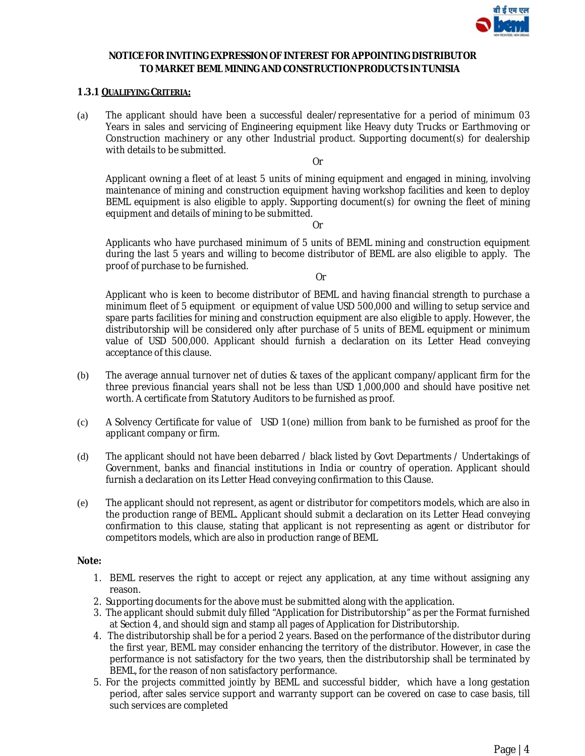**NOTICE FOR INVITING EXPRESSION OF INTEREST FOR APPOINTING DISTRIBUTOR TO MARKET BEML MINING AND CONSTRUCTION PRODUCTS IN TUNISIA**

### 1.3.1 <u>QUALIFYING CRITERIA:</u>

(a) The applicant should have been a successful dealer/representative for a period of minimum 03 Years in sales and servicing of Engineering equipment like Heavy duty Trucks or Earthmoving or Construction machinery or any other Industrial product. Supporting document(s) for dealership with details to be submitted.

Or

Applicant owning a fleet of at least 5 units of mining equipment and engaged in mining, involving maintenance of mining and construction equipment having workshop facilities and keen to deploy BEML equipment is also eligible to apply. Supporting document(s) for owning the fleet of mining equipment and details of mining to be submitted.

Or

Applicants who have purchased minimum of 5 units of BEML mining and construction equipment during the last 5 years and willing to become distributor of BEML are also eligible to apply. The proof of purchase to be furnished.

Or

Applicant who is keen to become distributor of BEML and having financial strength to purchase a minimum fleet of 5 equipment or equipment of value USD 500,000 and willing to setup service and spare parts facilities for mining and construction equipment are also eligible to apply. However, the distributorship will be considered only after purchase of 5 units of BEML equipment or minimum value of USD 500,000. Applicant should furnish a declaration on its Letter Head conveying acceptance of this clause.

(b) The average annual turnover net of duties & taxes of the applicant company/applicant firm for the three previous financial years shall not be less than USD 1,000,000 and should have positive net worth. A certificate from Statutory Auditors to be furnished as proof.

(c) A Solvency Certificate for value of USD 1(one) million from bank to be furnished as proof for the applicant company or firm.

(d) The applicant should not have been debarred / black listed by Govt Departments / Undertakings of Government, banks and financial institutions in India or country of operation. Applicant should furnish a declaration on its Letter Head conveying confirmation to this Clause.

(e) The applicant should not represent, as agent or distributor for competitors models, which are also in the production range of BEML. Applicant should submit a declaration on its Letter Head conveying confirmation to this clause, stating that applicant is not representing as agent or distributor for competitors models, which are also in production range of BEML

**Note:**

1. BEML reserves the right to accept or reject any application, at any time without assigning any reason.
2. Supporting documents for the above must be submitted along with the application.
3. The applicant should submit duly filled "Application for Distributorship" as per the Format furnished at Section 4, and should sign and stamp all pages of Application for Distributorship.
4. The distributorship shall be for a period 2 years. Based on the performance of the distributor during the first year, BEML may consider enhancing the territory of the distributor. However, in case the performance is not satisfactory for the two years, then the distributorship shall be terminated by BEML, for the reason of non satisfactory performance.
5. For the projects committed jointly by BEML and successful bidder, which have a long gestation period, after sales service support and warranty support can be covered on case to case basis, till such services are completed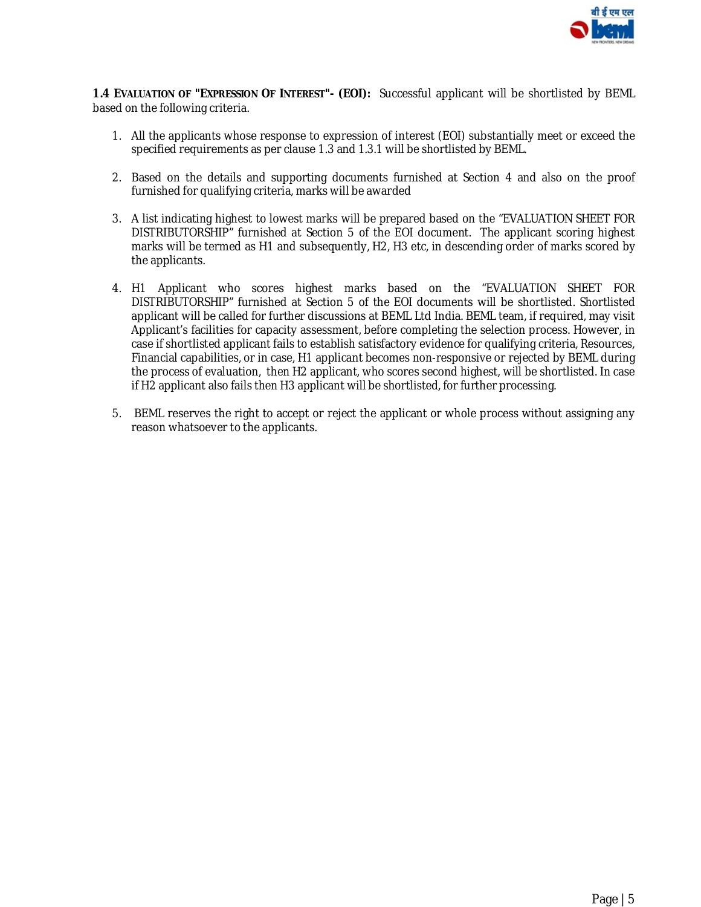**1.4 EVALUATION OF "EXPRESSION OF INTEREST"- (EOI):** Successful applicant will be shortlisted by BEML based on the following criteria.

1. All the applicants whose response to expression of interest (EOI) substantially meet or exceed the specified requirements as per clause 1.3 and 1.3.1 will be shortlisted by BEML.

2. Based on the details and supporting documents furnished at Section 4 and also on the proof furnished for qualifying criteria, marks will be awarded

3. A list indicating highest to lowest marks will be prepared based on the "EVALUATION SHEET FOR DISTRIBUTORSHIP" furnished at Section 5 of the EOI document. The applicant scoring highest marks will be termed as H1 and subsequently, H2, H3 etc, in descending order of marks scored by the applicants.

4. H1 Applicant who scores highest marks based on the "EVALUATION SHEET FOR DISTRIBUTORSHIP" furnished at Section 5 of the EOI documents will be shortlisted. Shortlisted applicant will be called for further discussions at BEML Ltd India. BEML team, if required, may visit Applicant's facilities for capacity assessment, before completing the selection process. However, in case if shortlisted applicant fails to establish satisfactory evidence for qualifying criteria, Resources, Financial capabilities, or in case, H1 applicant becomes non-responsive or rejected by BEML during the process of evaluation, then H2 applicant, who scores second highest, will be shortlisted. In case if H2 applicant also fails then H3 applicant will be shortlisted, for further processing.

5. BEML reserves the right to accept or reject the applicant or whole process without assigning any reason whatsoever to the applicants.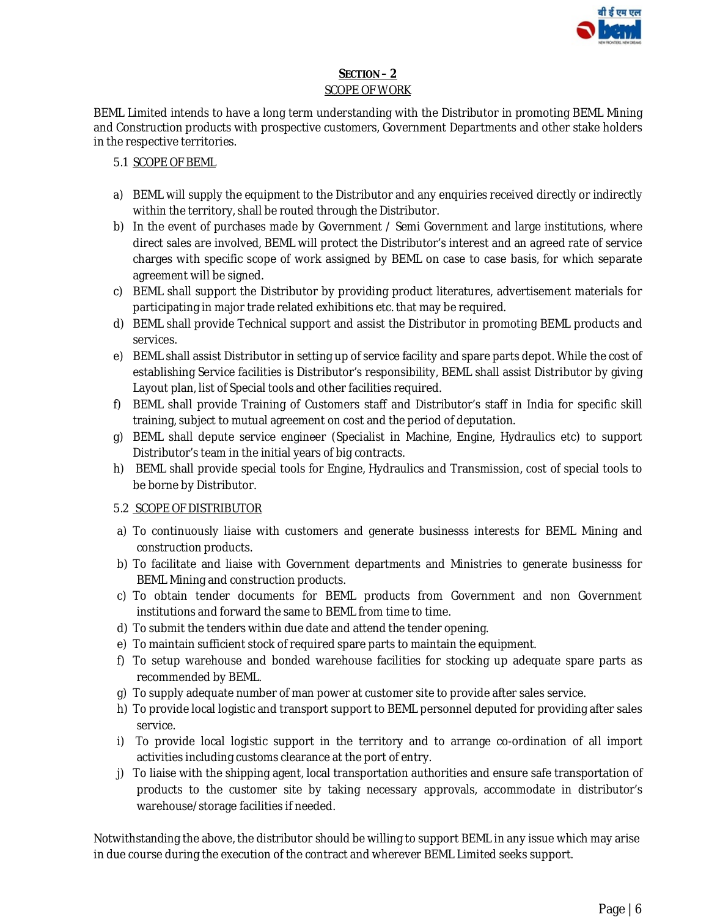## SECTION – 2

### SCOPE OF WORK

BEML Limited intends to have a long term understanding with the Distributor in promoting BEML Mining and Construction products with prospective customers, Government Departments and other stake holders in the respective territories.

5.1 SCOPE OF BEML

a) BEML will supply the equipment to the Distributor and any enquiries received directly or indirectly within the territory, shall be routed through the Distributor.
b) In the event of purchases made by Government / Semi Government and large institutions, where direct sales are involved, BEML will protect the Distributor's interest and an agreed rate of service charges with specific scope of work assigned by BEML on case to case basis, for which separate agreement will be signed.
c) BEML shall support the Distributor by providing product literatures, advertisement materials for participating in major trade related exhibitions etc. that may be required.
d) BEML shall provide Technical support and assist the Distributor in promoting BEML products and services.
e) BEML shall assist Distributor in setting up of service facility and spare parts depot. While the cost of establishing Service facilities is Distributor's responsibility, BEML shall assist Distributor by giving Layout plan, list of Special tools and other facilities required.
f) BEML shall provide Training of Customers staff and Distributor's staff in India for specific skill training, subject to mutual agreement on cost and the period of deputation.
g) BEML shall depute service engineer (Specialist in Machine, Engine, Hydraulics etc) to support Distributor's team in the initial years of big contracts.
h) BEML shall provide special tools for Engine, Hydraulics and Transmission, cost of special tools to be borne by Distributor.

5.2 SCOPE OF DISTRIBUTOR

a) To continuously liaise with customers and generate businesss interests for BEML Mining and construction products.
b) To facilitate and liaise with Government departments and Ministries to generate businesss for BEML Mining and construction products.
c) To obtain tender documents for BEML products from Government and non Government institutions and forward the same to BEML from time to time.
d) To submit the tenders within due date and attend the tender opening.
e) To maintain sufficient stock of required spare parts to maintain the equipment.
f) To setup warehouse and bonded warehouse facilities for stocking up adequate spare parts as recommended by BEML.
g) To supply adequate number of man power at customer site to provide after sales service.
h) To provide local logistic and transport support to BEML personnel deputed for providing after sales service.
i) To provide local logistic support in the territory and to arrange co-ordination of all import activities including customs clearance at the port of entry.
j) To liaise with the shipping agent, local transportation authorities and ensure safe transportation of products to the customer site by taking necessary approvals, accommodate in distributor's warehouse/storage facilities if needed.

Notwithstanding the above, the distributor should be willing to support BEML in any issue which may arise in due course during the execution of the contract and wherever BEML Limited seeks support.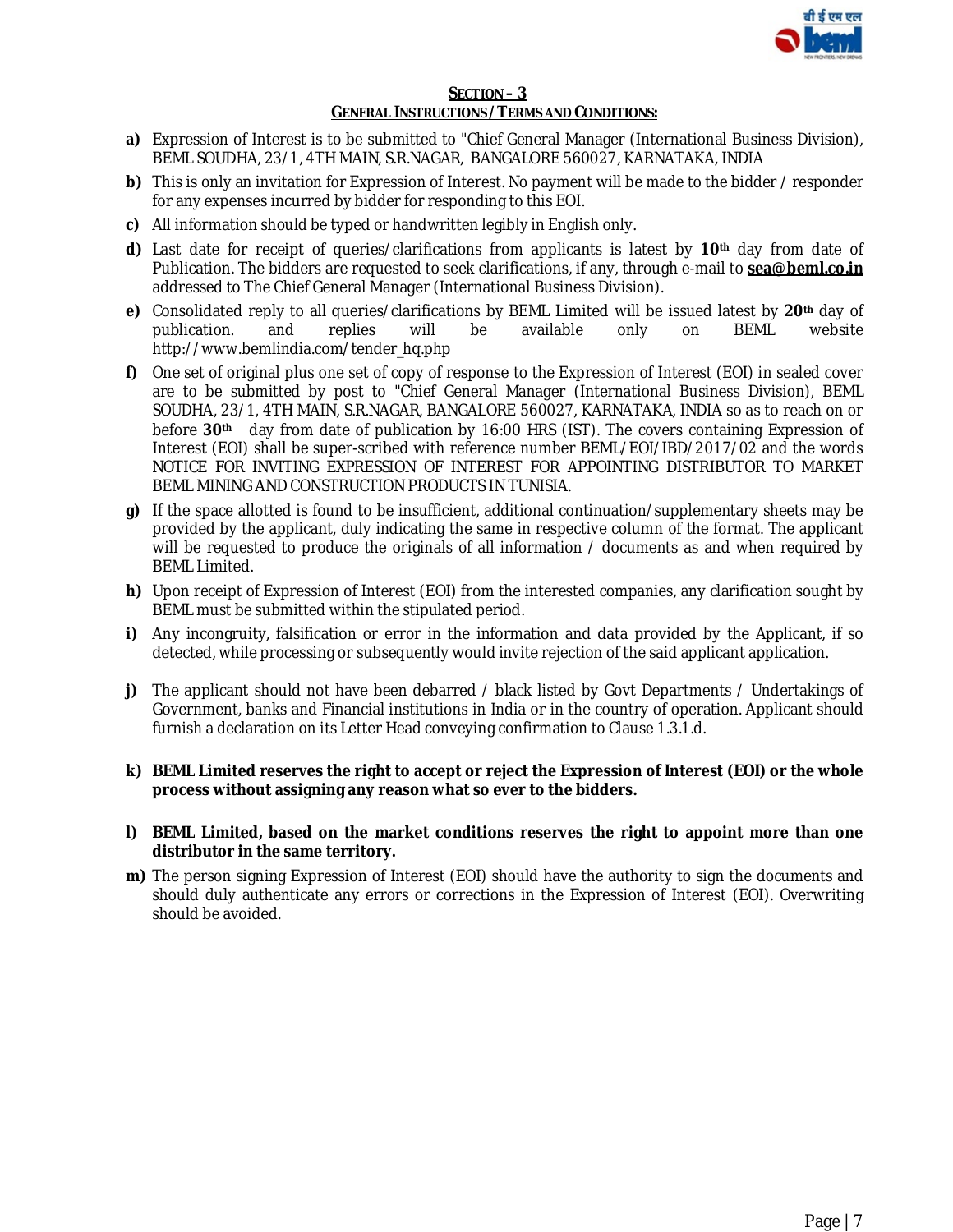## SECTION – 3

### GENERAL INSTRUCTIONS / TERMS AND CONDITIONS:

**a)** Expression of Interest is to be submitted to "Chief General Manager (International Business Division), BEML SOUDHA, 23/1, 4TH MAIN, S.R.NAGAR, BANGALORE 560027, KARNATAKA, INDIA

**b)** This is only an invitation for Expression of Interest. No payment will be made to the bidder / responder for any expenses incurred by bidder for responding to this EOI.

**c)** All information should be typed or handwritten legibly in English only.

**d)** Last date for receipt of queries/clarifications from applicants is latest by **10th** day from date of Publication. The bidders are requested to seek clarifications, if any, through e-mail to **sea@beml.co.in** addressed to The Chief General Manager (International Business Division).

**e)** Consolidated reply to all queries/clarifications by BEML Limited will be issued latest by **20th** day of publication. and replies will be available only on BEML website http://www.bemlindia.com/tender_hq.php

**f)** One set of original plus one set of copy of response to the Expression of Interest (EOI) in sealed cover are to be submitted by post to "Chief General Manager (International Business Division), BEML SOUDHA, 23/1, 4TH MAIN, S.R.NAGAR, BANGALORE 560027, KARNATAKA, INDIA so as to reach on or before **30th** day from date of publication by 16:00 HRS (IST). The covers containing Expression of Interest (EOI) shall be super-scribed with reference number BEML/EOI/IBD/2017/02 and the words NOTICE FOR INVITING EXPRESSION OF INTEREST FOR APPOINTING DISTRIBUTOR TO MARKET BEML MINING AND CONSTRUCTION PRODUCTS IN TUNISIA.

**g)** If the space allotted is found to be insufficient, additional continuation/supplementary sheets may be provided by the applicant, duly indicating the same in respective column of the format. The applicant will be requested to produce the originals of all information / documents as and when required by BEML Limited.

**h)** Upon receipt of Expression of Interest (EOI) from the interested companies, any clarification sought by BEML must be submitted within the stipulated period.

**i)** Any incongruity, falsification or error in the information and data provided by the Applicant, if so detected, while processing or subsequently would invite rejection of the said applicant application.

**j)** The applicant should not have been debarred / black listed by Govt Departments / Undertakings of Government, banks and Financial institutions in India or in the country of operation. Applicant should furnish a declaration on its Letter Head conveying confirmation to Clause 1.3.1.d.

**k) BEML Limited reserves the right to accept or reject the Expression of Interest (EOI) or the whole process without assigning any reason what so ever to the bidders.**

**l) BEML Limited, based on the market conditions reserves the right to appoint more than one distributor in the same territory.**

**m)** The person signing Expression of Interest (EOI) should have the authority to sign the documents and should duly authenticate any errors or corrections in the Expression of Interest (EOI). Overwriting should be avoided.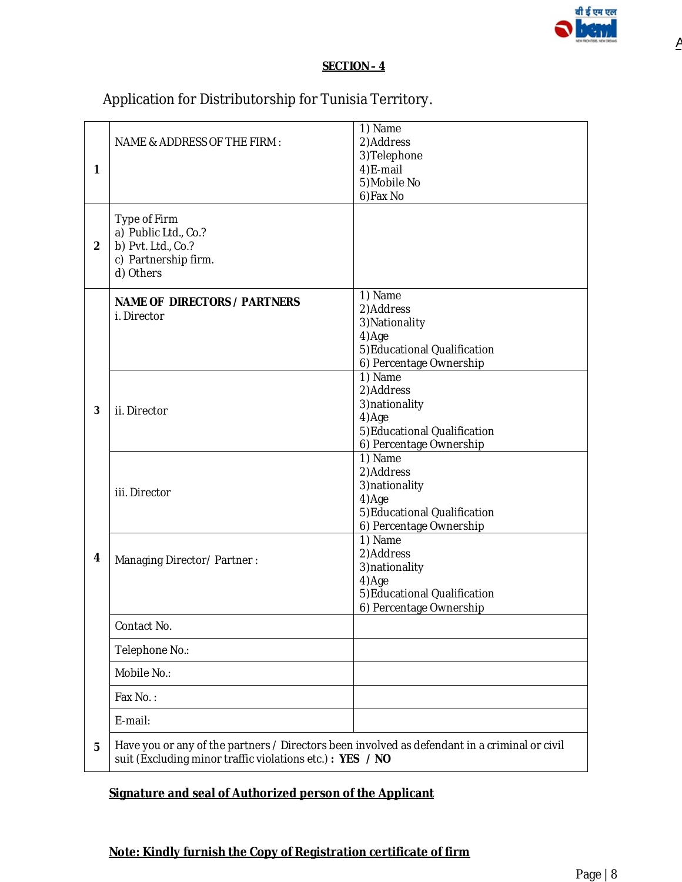**SECTION – 4**

Application for Distributorship for Tunisia Territory.

| | | |
|---|---|---|
| 1 | NAME & ADDRESS OF THE FIRM : | 1) Name<br>2)Address<br>3)Telephone<br>4)E-mail<br>5)Mobile No<br>6)Fax No |
| 2 | Type of Firm<br>a) Public Ltd., Co.?<br>b) Pvt. Ltd., Co.?<br>c) Partnership firm.<br>d) Others | |
| 3 | **NAME OF DIRECTORS / PARTNERS**<br>i. Director | 1) Name<br>2)Address<br>3)Nationality<br>4)Age<br>5)Educational Qualification<br>6) Percentage Ownership |
| | ii. Director | 1) Name<br>2)Address<br>3)nationality<br>4)Age<br>5)Educational Qualification<br>6) Percentage Ownership |
| | iii. Director | 1) Name<br>2)Address<br>3)nationality<br>4)Age<br>5)Educational Qualification<br>6) Percentage Ownership |
| 4 | Managing Director/ Partner : | 1) Name<br>2)Address<br>3)nationality<br>4)Age<br>5)Educational Qualification<br>6) Percentage Ownership |
| | Contact No. | |
| | Telephone No.: | |
| | Mobile No.: | |
| | Fax No. : | |
| | E-mail: | |
| 5 | Have you or any of the partners / Directors been involved as defendant in a criminal or civil suit (Excluding minor traffic violations etc.) **: YES / NO** | |

**Signature and seal of Authorized person of the Applicant**

**Note: Kindly furnish the Copy of Registration certificate of firm**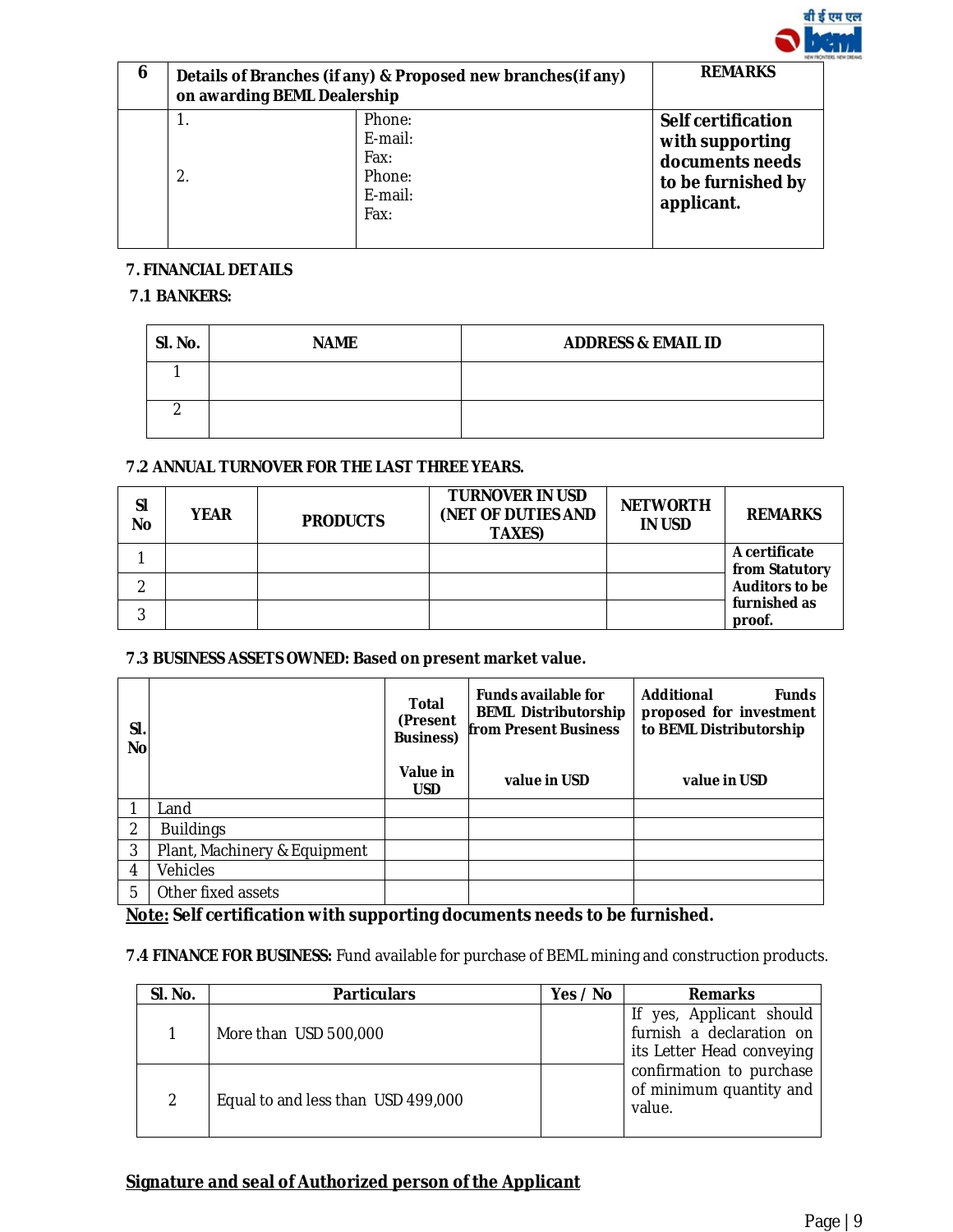| 6 | Details of Branches (if any) & Proposed new branches(if any) on awarding BEML Dealership | | REMARKS |
|---|---|---|---|
| | 1.<br><br><br>2. | Phone:<br>E-mail:<br>Fax:<br>Phone:<br>E-mail:<br>Fax: | **Self certification with supporting documents needs to be furnished by applicant.** |

**7. FINANCIAL DETAILS**

**7.1 BANKERS:**

| Sl. No. | NAME | ADDRESS & EMAIL ID |
|---|---|---|
| 1 | | |
| 2 | | |

**7.2 ANNUAL TURNOVER FOR THE LAST THREE YEARS.**

| Sl No | YEAR | PRODUCTS | TURNOVER IN USD (NET OF DUTIES AND TAXES) | NETWORTH IN USD | REMARKS |
|---|---|---|---|---|---|
| 1 | | | | | A certificate from Statutory Auditors to be furnished as proof. |
| 2 | | | | | |
| 3 | | | | | |

**7.3 BUSINESS ASSETS OWNED: Based on present market value.**

| Sl. No | | Total (Present Business)<br><br>Value in USD | Funds available for BEML Distributorship from Present Business<br><br>value in USD | Additional Funds proposed for investment to BEML Distributorship<br><br>value in USD |
|---|---|---|---|---|
| 1 | Land | | | |
| 2 | Buildings | | | |
| 3 | Plant, Machinery & Equipment | | | |
| 4 | Vehicles | | | |
| 5 | Other fixed assets | | | |

**Note: Self certification with supporting documents needs to be furnished.**

**7.4 FINANCE FOR BUSINESS:** Fund available for purchase of BEML mining and construction products.

| Sl. No. | Particulars | Yes / No | Remarks |
|---|---|---|---|
| 1 | More than USD 500,000 | | If yes, Applicant should furnish a declaration on its Letter Head conveying confirmation to purchase of minimum quantity and value. |
| 2 | Equal to and less than USD 499,000 | | |

**Signature and seal of Authorized person of the Applicant**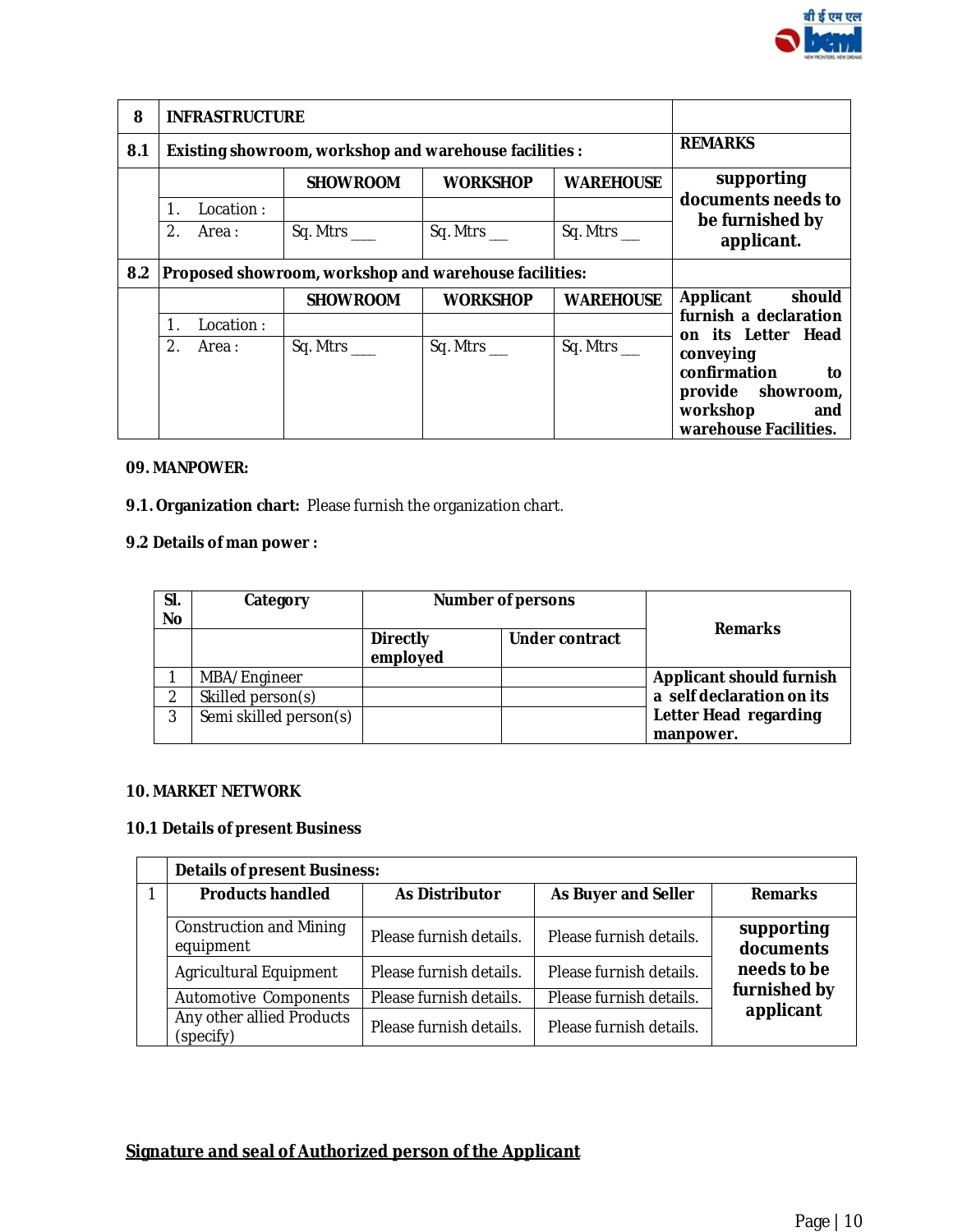| 8 | INFRASTRUCTURE | | | | |
|---|---|---|---|---|---|
| 8.1 | Existing showroom, workshop and warehouse facilities : | | | | REMARKS |
| | | SHOWROOM | WORKSHOP | WAREHOUSE | supporting documents needs to be furnished by applicant. |
| | 1. Location : | | | | |
| | 2. Area : | Sq. Mtrs ___ | Sq. Mtrs __ | Sq. Mtrs __ | |
| 8.2 | Proposed showroom, workshop and warehouse facilities: | | | | |
| | | SHOWROOM | WORKSHOP | WAREHOUSE | Applicant should furnish a declaration on its Letter Head conveying confirmation to provide showroom, workshop and warehouse Facilities. |
| | 1. Location : | | | | |
| | 2. Area : | Sq. Mtrs ___ | Sq. Mtrs __ | Sq. Mtrs __ | |

**09. MANPOWER:**

**9.1. Organization chart:** Please furnish the organization chart.

**9.2 Details of man power :**

| Sl. No | Category | Number of persons | | Remarks |
|---|---|---|---|---|
| | | Directly employed | Under contract | |
| 1 | MBA/Engineer | | | Applicant should furnish a self declaration on its Letter Head regarding manpower. |
| 2 | Skilled person(s) | | | |
| 3 | Semi skilled person(s) | | | |

**10. MARKET NETWORK**

**10.1 Details of present Business**

| | Details of present Business: | | | |
|---|---|---|---|---|
| 1 | Products handled | As Distributor | As Buyer and Seller | Remarks |
| | Construction and Mining equipment | Please furnish details. | Please furnish details. | supporting documents needs to be furnished by applicant |
| | Agricultural Equipment | Please furnish details. | Please furnish details. | |
| | Automotive Components | Please furnish details. | Please furnish details. | |
| | Any other allied Products (specify) | Please furnish details. | Please furnish details. | |

**Signature and seal of Authorized person of the Applicant**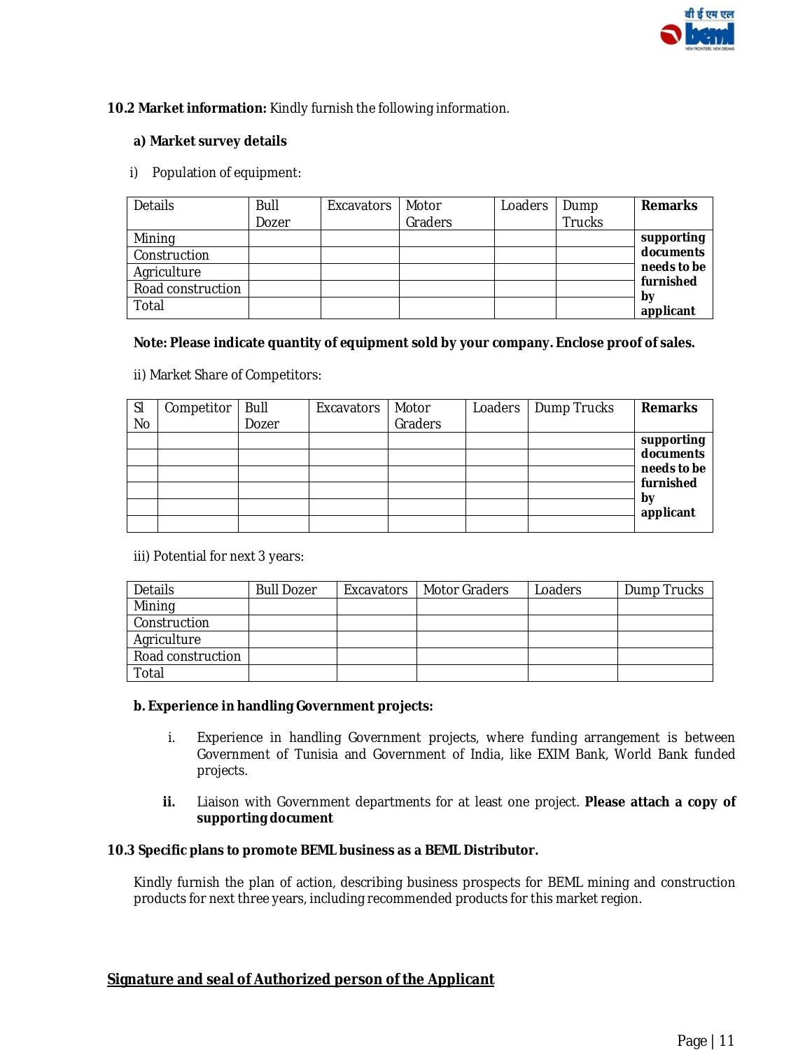**10.2 Market information:** Kindly furnish the following information.

**a) Market survey details**

i) Population of equipment:

| Details | Bull Dozer | Excavators | Motor Graders | Loaders | Dump Trucks | **Remarks** |
|---|---|---|---|---|---|---|
| Mining | | | | | | **supporting documents needs to be furnished by applicant** |
| Construction | | | | | | |
| Agriculture | | | | | | |
| Road construction | | | | | | |
| Total | | | | | | |

**Note: Please indicate quantity of equipment sold by your company. Enclose proof of sales.**

ii) Market Share of Competitors:

| Sl No | Competitor | Bull Dozer | Excavators | Motor Graders | Loaders | Dump Trucks | **Remarks** |
|---|---|---|---|---|---|---|---|
| | | | | | | | **supporting documents needs to be furnished by applicant** |
| | | | | | | | |
| | | | | | | | |
| | | | | | | | |
| | | | | | | | |
| | | | | | | | |

iii) Potential for next 3 years:

| Details | Bull Dozer | Excavators | Motor Graders | Loaders | Dump Trucks |
|---|---|---|---|---|---|
| Mining | | | | | |
| Construction | | | | | |
| Agriculture | | | | | |
| Road construction | | | | | |
| Total | | | | | |

**b. Experience in handling Government projects:**

i. Experience in handling Government projects, where funding arrangement is between Government of Tunisia and Government of India, like EXIM Bank, World Bank funded projects.

**ii.** Liaison with Government departments for at least one project. **Please attach a copy of supporting document**

**10.3 Specific plans to promote BEML business as a BEML Distributor.**

Kindly furnish the plan of action, describing business prospects for BEML mining and construction products for next three years, including recommended products for this market region.

**<u>Signature and seal of Authorized person of the Applicant</u>**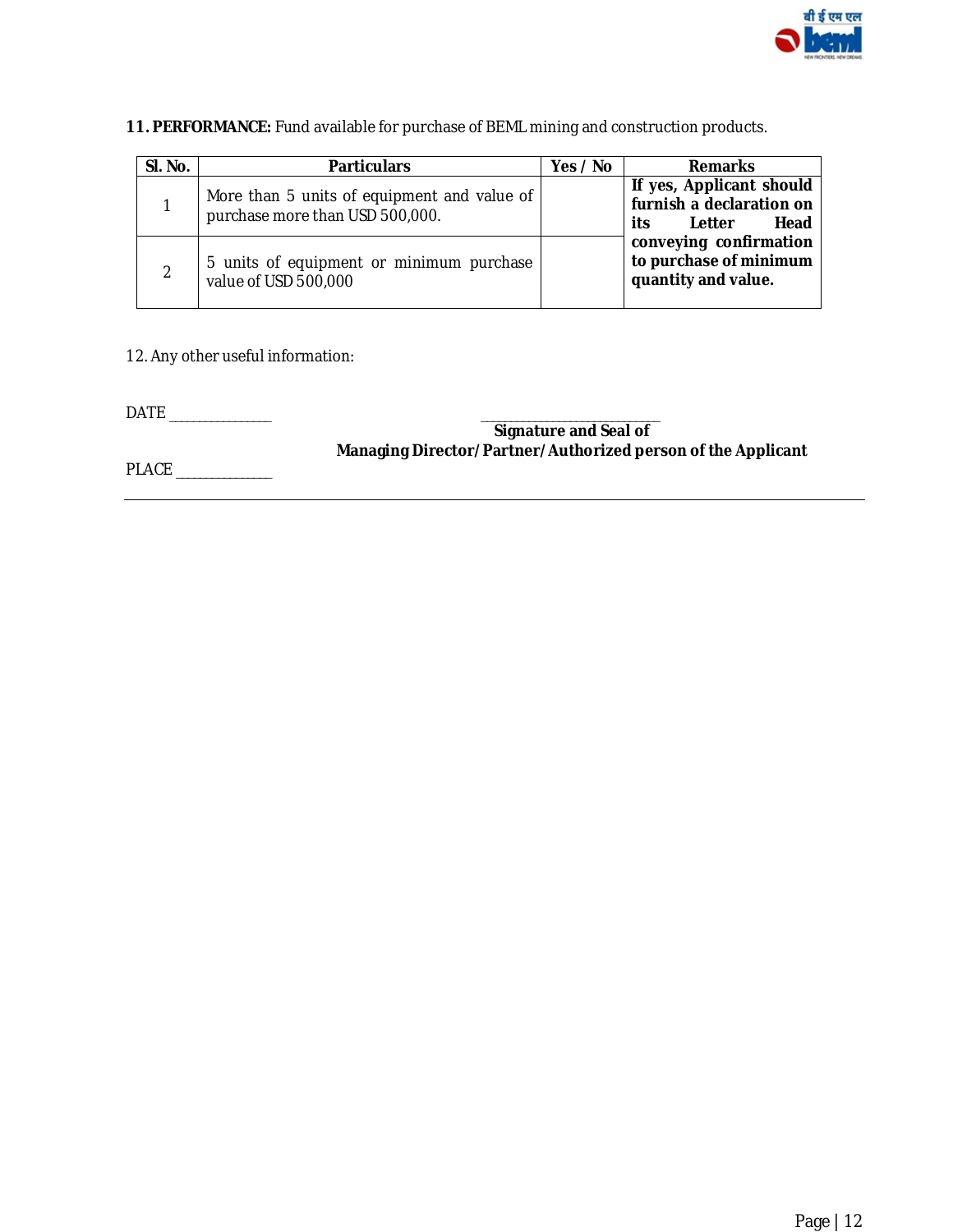**11. PERFORMANCE:** Fund available for purchase of BEML mining and construction products.

| Sl. No. | Particulars | Yes / No | Remarks |
|---|---|---|---|
| 1 | More than 5 units of equipment and value of purchase more than USD 500,000. | | **If yes, Applicant should furnish a declaration on its Letter Head conveying confirmation to purchase of minimum quantity and value.** |
| 2 | 5 units of equipment or minimum purchase value of USD 500,000 | | |

12. Any other useful information:

DATE _______________

_____________________________
**Signature and Seal of**
**Managing Director/Partner/Authorized person of the Applicant**

PLACE _______________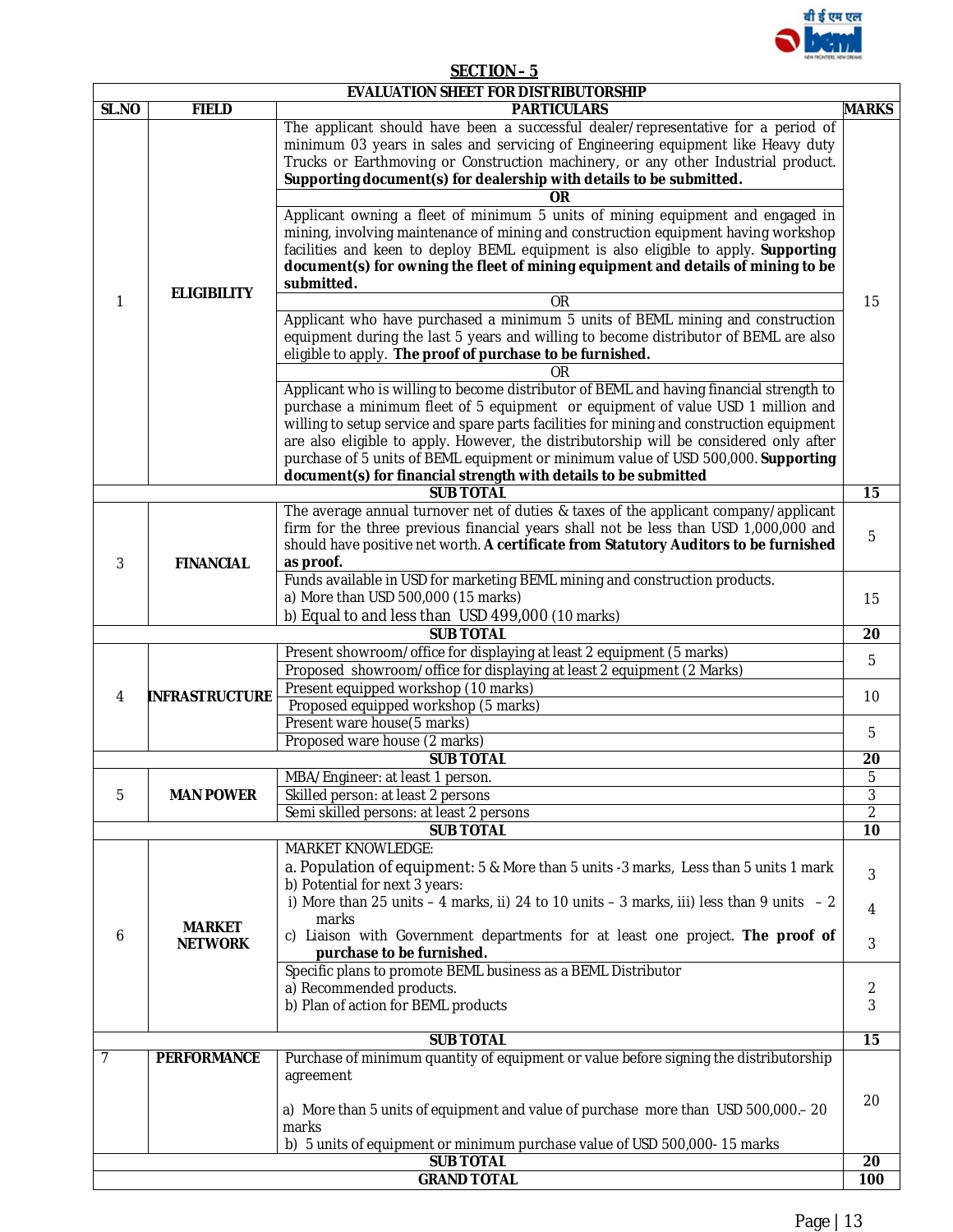## SECTION – 5

| EVALUATION SHEET FOR DISTRIBUTORSHIP | | | |
|---|---|---|---|
| **SL.NO** | **FIELD** | **PARTICULARS** | **MARKS** |
| 1 | **ELIGIBILITY** | The applicant should have been a successful dealer/representative for a period of minimum 03 years in sales and servicing of Engineering equipment like Heavy duty Trucks or Earthmoving or Construction machinery, or any other Industrial product. **Supporting document(s) for dealership with details to be submitted.** | 15 |
| | | **OR** | |
| | | Applicant owning a fleet of minimum 5 units of mining equipment and engaged in mining, involving maintenance of mining and construction equipment having workshop facilities and keen to deploy BEML equipment is also eligible to apply. **Supporting document(s) for owning the fleet of mining equipment and details of mining to be submitted.** | |
| | | OR | |
| | | Applicant who have purchased a minimum 5 units of BEML mining and construction equipment during the last 5 years and willing to become distributor of BEML are also eligible to apply. **The proof of purchase to be furnished.** | |
| | | OR | |
| | | Applicant who is willing to become distributor of BEML and having financial strength to purchase a minimum fleet of 5 equipment or equipment of value USD 1 million and willing to setup service and spare parts facilities for mining and construction equipment are also eligible to apply. However, the distributorship will be considered only after purchase of 5 units of BEML equipment or minimum value of USD 500,000. **Supporting document(s) for financial strength with details to be submitted** | |
| | | **SUB TOTAL** | **15** |
| 3 | **FINANCIAL** | The average annual turnover net of duties & taxes of the applicant company/applicant firm for the three previous financial years shall not be less than USD 1,000,000 and should have positive net worth. **A certificate from Statutory Auditors to be furnished as proof.** | 5 |
| | | Funds available in USD for marketing BEML mining and construction products.<br>a) More than USD 500,000 (15 marks)<br>b) Equal to and less than USD 499,000 (10 marks) | 15 |
| | | **SUB TOTAL** | **20** |
| 4 | **INFRASTRUCTURE** | Present showroom/office for displaying at least 2 equipment (5 marks)<br>Proposed showroom/office for displaying at least 2 equipment (2 Marks) | 5 |
| | | Present equipped workshop (10 marks)<br>Proposed equipped workshop (5 marks) | 10 |
| | | Present ware house(5 marks)<br>Proposed ware house (2 marks) | 5 |
| | | **SUB TOTAL** | **20** |
| 5 | **MAN POWER** | MBA/Engineer: at least 1 person. | 5 |
| | | Skilled person: at least 2 persons | 3 |
| | | Semi skilled persons: at least 2 persons | 2 |
| | | **SUB TOTAL** | **10** |
| 6 | **MARKET NETWORK** | MARKET KNOWLEDGE:<br>a. Population of equipment: 5 & More than 5 units -3 marks, Less than 5 units 1 mark<br>b) Potential for next 3 years:<br>i) More than 25 units – 4 marks, ii) 24 to 10 units – 3 marks, iii) less than 9 units – 2 marks<br>c) Liaison with Government departments for at least one project. **The proof of purchase to be furnished.** | 3<br>4<br>3 |
| | | Specific plans to promote BEML business as a BEML Distributor<br>a) Recommended products.<br>b) Plan of action for BEML products | 2<br>3 |
| | | **SUB TOTAL** | **15** |
| 7 | **PERFORMANCE** | Purchase of minimum quantity of equipment or value before signing the distributorship agreement<br>a) More than 5 units of equipment and value of purchase more than USD 500,000.– 20 marks<br>b) 5 units of equipment or minimum purchase value of USD 500,000- 15 marks | 20 |
| | | **SUB TOTAL** | **20** |
| | | **GRAND TOTAL** | **100** |